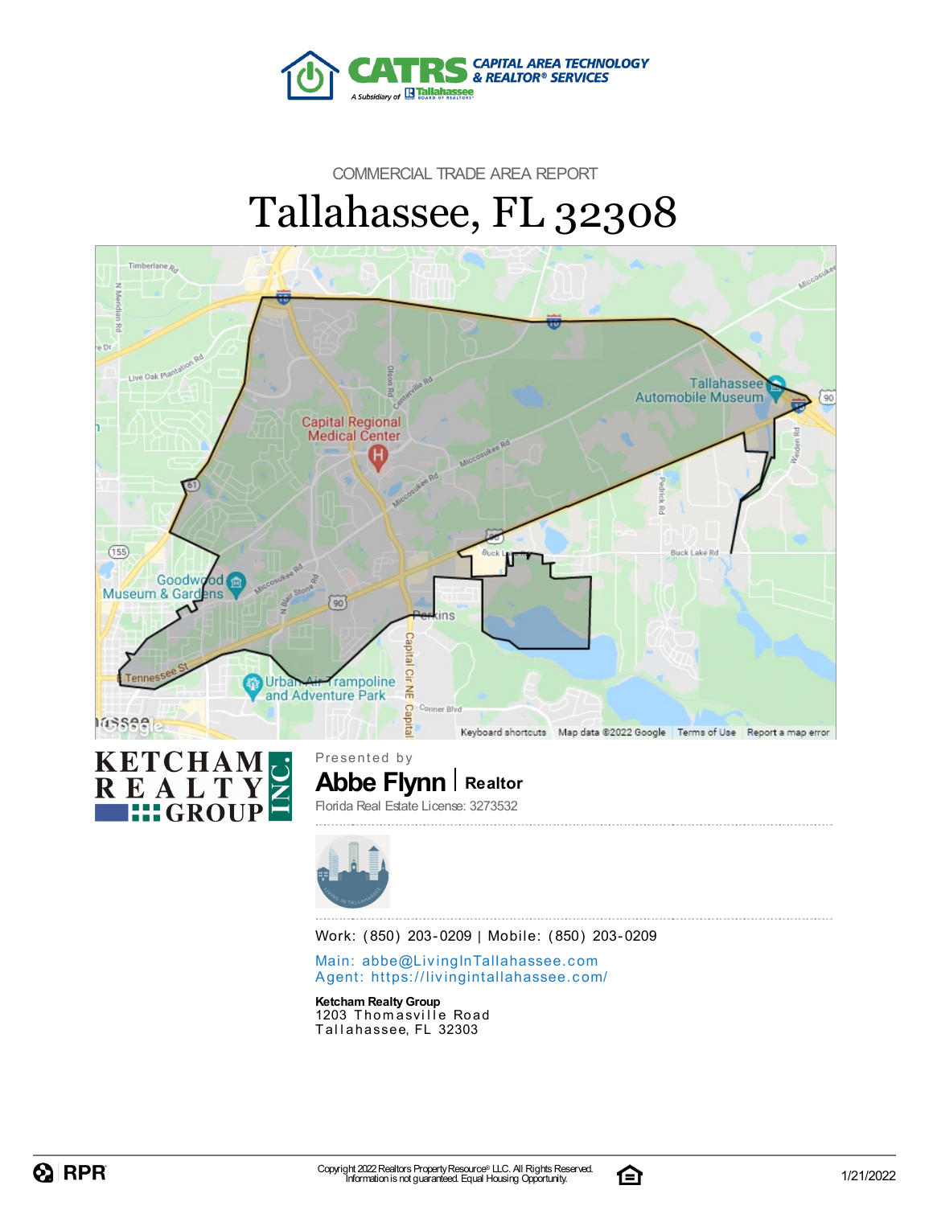CAPITAL AREA TECHNOLOGY & REALTOR® SERVICES

COMMERCIAL TRADE AREA REPORT

# Tallahassee, FL 32308

Presented by

**Abbe Flynn** | Realtor

Florida Real Estate License: 3273532

Work: (850) 203-0209 | Mobile: (850) 203-0209

Main: abbe@LivingInTallahassee.com
Agent: https://livingintallahassee.com/

**Ketcham Realty Group**
1203 Thomasville Road
Tallahassee, FL 32303

Copyright 2022 Realtors Property Resource® LLC. All Rights Reserved.
Information is not guaranteed. Equal Housing Opportunity.

1/21/2022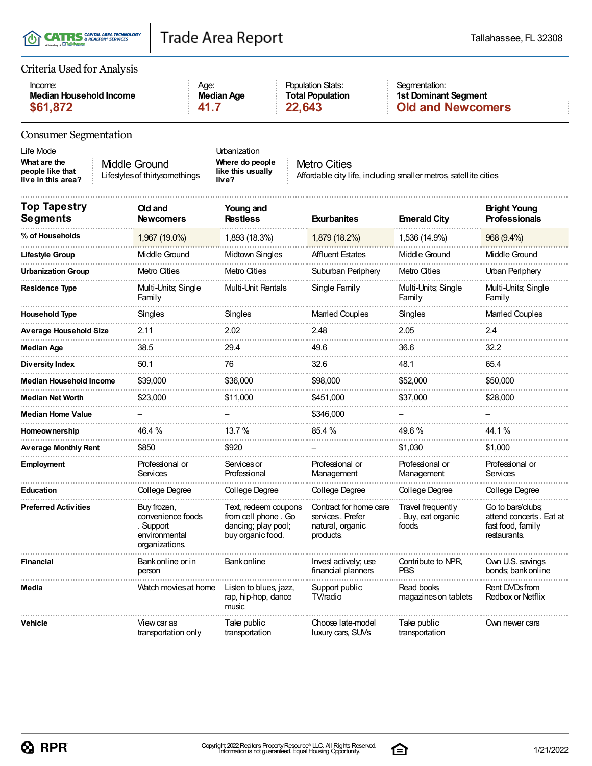# Trade Area Report

Tallahassee, FL 32308

## Criteria Used for Analysis

| Income: | Age: | Population Stats: | Segmentation: |
|---|---|---|---|
| **Median Household Income** | **Median Age** | **Total Population** | **1st Dominant Segment** |
| **$61,872** | **41.7** | **22,643** | **Old and Newcomers** |

## Consumer Segmentation

**Life Mode**

**What are the people like that live in this area?**

Middle Ground
Lifestyles of thirtysomethings

**Urbanization**

**Where do people like this usually live?**

Metro Cities
Affordable city life, including smaller metros, satellite cities

| Top Tapestry Segments | Old and Newcomers | Young and Restless | Exurbanites | Emerald City | Bright Young Professionals |
|---|---|---|---|---|---|
| **% of Households** | 1,967 (19.0%) | 1,893 (18.3%) | 1,879 (18.2%) | 1,536 (14.9%) | 968 (9.4%) |
| **Lifestyle Group** | Middle Ground | Midtown Singles | Affluent Estates | Middle Ground | Middle Ground |
| **Urbanization Group** | Metro Cities | Metro Cities | Suburban Periphery | Metro Cities | Urban Periphery |
| **Residence Type** | Multi-Units; Single Family | Multi-Unit Rentals | Single Family | Multi-Units; Single Family | Multi-Units; Single Family |
| **Household Type** | Singles | Singles | Married Couples | Singles | Married Couples |
| **Average Household Size** | 2.11 | 2.02 | 2.48 | 2.05 | 2.4 |
| **Median Age** | 38.5 | 29.4 | 49.6 | 36.6 | 32.2 |
| **Diversity Index** | 50.1 | 76 | 32.6 | 48.1 | 65.4 |
| **Median Household Income** | $39,000 | $36,000 | $98,000 | $52,000 | $50,000 |
| **Median Net Worth** | $23,000 | $11,000 | $451,000 | $37,000 | $28,000 |
| **Median Home Value** | – | – | $346,000 | – | – |
| **Homeownership** | 46.4 % | 13.7 % | 85.4 % | 49.6 % | 44.1 % |
| **Average Monthly Rent** | $850 | $920 | – | $1,030 | $1,000 |
| **Employment** | Professional or Services | Services or Professional | Professional or Management | Professional or Management | Professional or Services |
| **Education** | College Degree | College Degree | College Degree | College Degree | College Degree |
| **Preferred Activities** | Buy frozen, convenience foods . Support environmental organizations. | Text, redeem coupons from cell phone . Go dancing; play pool; buy organic food. | Contract for home care services. Prefer natural, organic products. | Travel frequently . Buy, eat organic foods. | Go to bars/clubs; attend concerts . Eat at fast food, family restaurants. |
| **Financial** | Bank online or in person | Bank online | Invest actively; use financial planners | Contribute to NPR, PBS | Own U.S. savings bonds; bank online |
| **Media** | Watch movies at home | Listen to blues, jazz, rap, hip-hop, dance music | Support public TV/radio | Read books, magazines on tablets | Rent DVDs from Redbox or Netflix |
| **Vehicle** | View car as transportation only | Take public transportation | Choose late-model luxury cars, SUVs | Take public transportation | Own newer cars |

Copyright 2022 Realtors Property Resource® LLC. All Rights Reserved.
Information is not guaranteed. Equal Housing Opportunity.

1/21/2022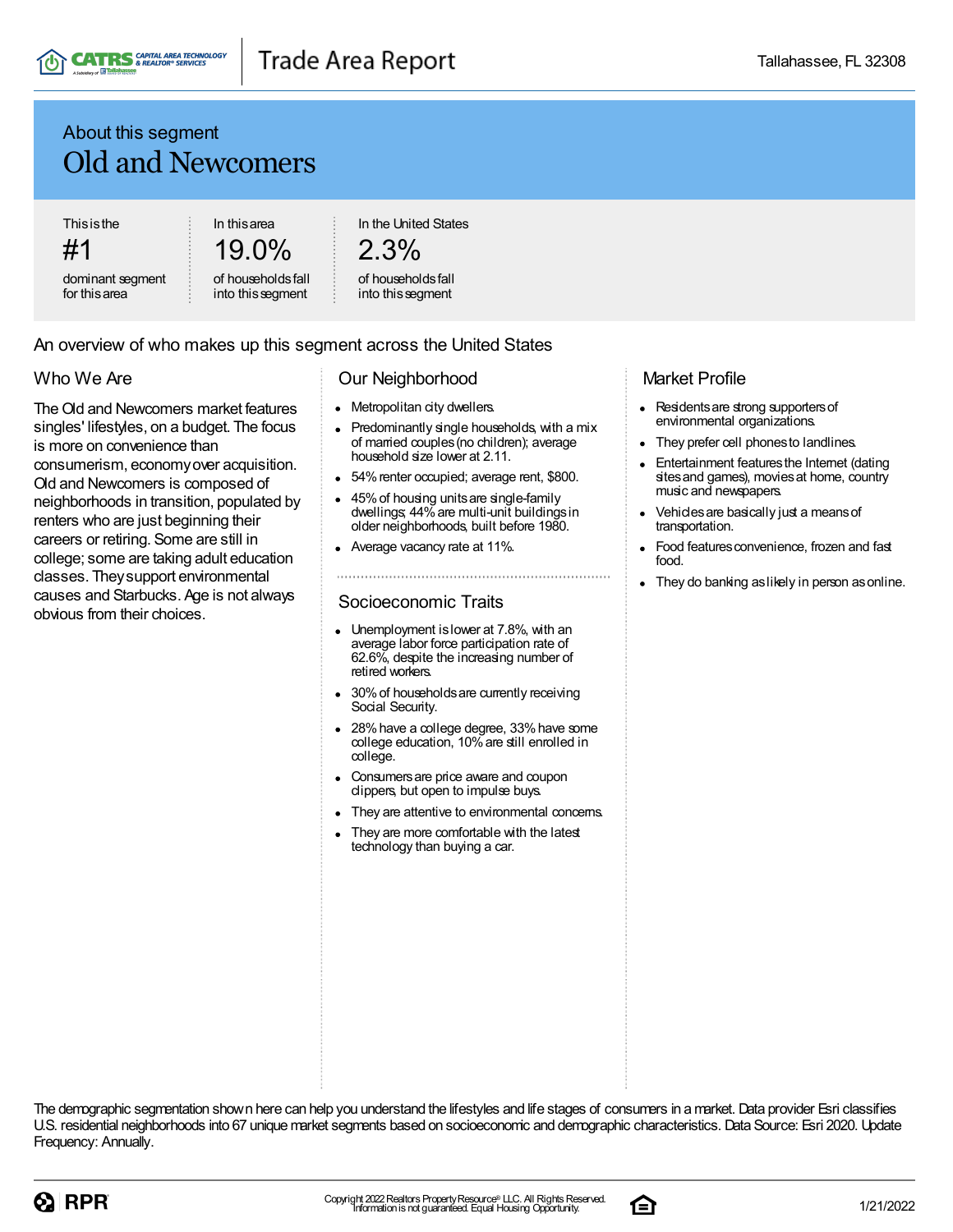## About this segment

# Old and Newcomers

| This is the | In this area | In the United States |
| --- | --- | --- |
| #1 | 19.0% | 2.3% |
| dominant segment for this area | of households fall into this segment | of households fall into this segment |

An overview of who makes up this segment across the United States

### Who We Are

The Old and Newcomers market features singles' lifestyles, on a budget. The focus is more on convenience than consumerism, economy over acquisition. Old and Newcomers is composed of neighborhoods in transition, populated by renters who are just beginning their careers or retiring. Some are still in college; some are taking adult education classes. They support environmental causes and Starbucks. Age is not always obvious from their choices.

### Our Neighborhood

- Metropolitan city dwellers.
- Predominantly single households, with a mix of married couples (no children); average household size lower at 2.11.
- 54% renter occupied; average rent, $800.
- 45% of housing units are single-family dwellings; 44% are multi-unit buildings in older neighborhoods, built before 1980.
- Average vacancy rate at 11%.

### Socioeconomic Traits

- Unemployment is lower at 7.8%, with an average labor force participation rate of 62.6%, despite the increasing number of retired workers.
- 30% of households are currently receiving Social Security.
- 28% have a college degree, 33% have some college education, 10% are still enrolled in college.
- Consumers are price aware and coupon clippers, but open to impulse buys.
- They are attentive to environmental concerns.
- They are more comfortable with the latest technology than buying a car.

### Market Profile

- Residents are strong supporters of environmental organizations.
- They prefer cell phones to landlines.
- Entertainment features the Internet (dating sites and games), movies at home, country music and newspapers.
- Vehicles are basically just a means of transportation.
- Food features convenience, frozen and fast food.
- They do banking as likely in person as online.

The demographic segmentation shown here can help you understand the lifestyles and life stages of consumers in a market. Data provider Esri classifies U.S. residential neighborhoods into 67 unique market segments based on socioeconomic and demographic characteristics. Data Source: Esri 2020. Update Frequency: Annually.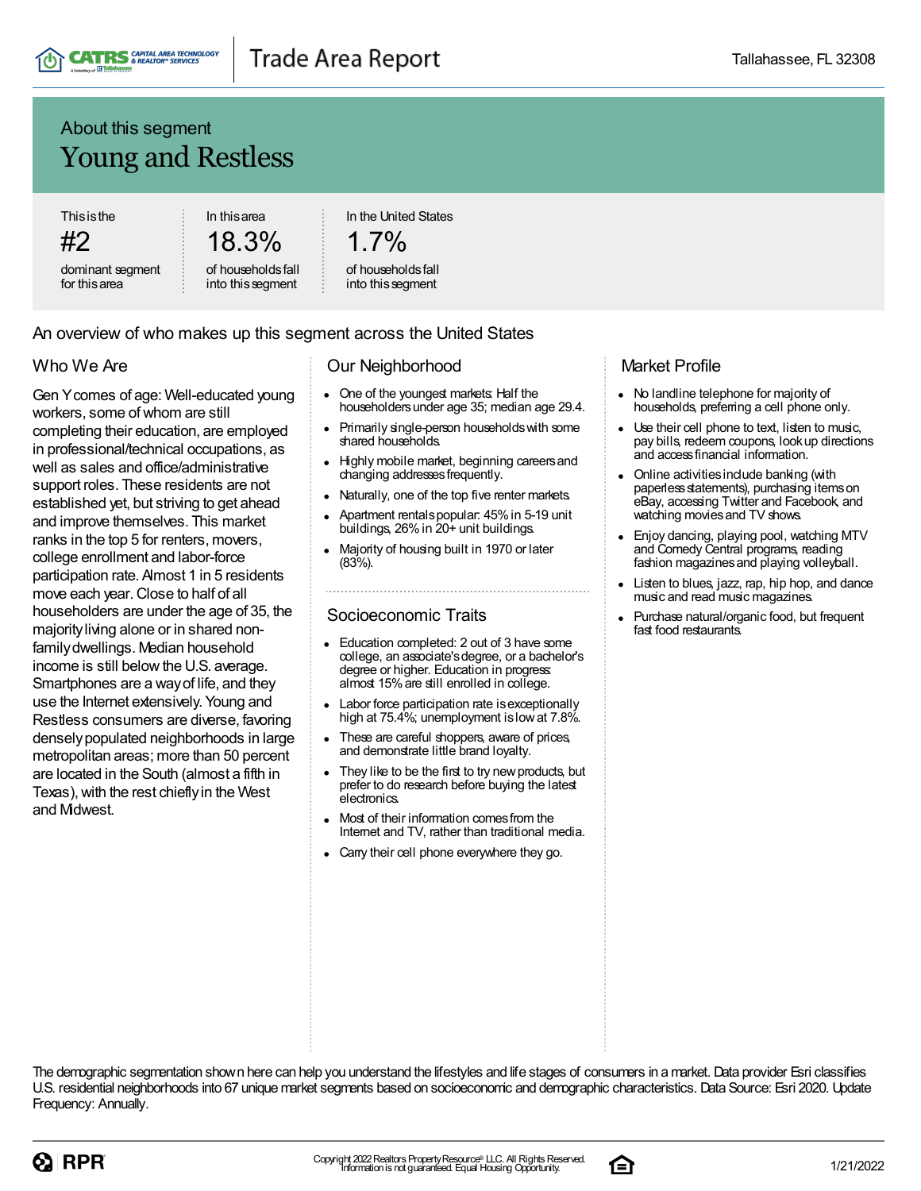## About this segment

# Young and Restless

| This is the | In this area | In the United States |
|---|---|---|
| **#2** | **18.3%** | **1.7%** |
| dominant segment for this area | of households fall into this segment | of households fall into this segment |

## An overview of who makes up this segment across the United States

### Who We Are

Gen Y comes of age: Well-educated young workers, some of whom are still completing their education, are employed in professional/technical occupations, as well as sales and office/administrative support roles. These residents are not established yet, but striving to get ahead and improve themselves. This market ranks in the top 5 for renters, movers, college enrollment and labor-force participation rate. Almost 1 in 5 residents move each year. Close to half of all householders are under the age of 35, the majority living alone or in shared non-family dwellings. Median household income is still below the U.S. average. Smartphones are a way of life, and they use the Internet extensively. Young and Restless consumers are diverse, favoring densely populated neighborhoods in large metropolitan areas; more than 50 percent are located in the South (almost a fifth in Texas), with the rest chiefly in the West and Midwest.

### Our Neighborhood

- One of the youngest markets: Half the householders under age 35; median age 29.4.
- Primarily single-person households with some shared households.
- Highly mobile market, beginning careers and changing addresses frequently.
- Naturally, one of the top five renter markets.
- Apartment rentals popular: 45% in 5-19 unit buildings, 26% in 20+ unit buildings.
- Majority of housing built in 1970 or later (83%).

### Socioeconomic Traits

- Education completed: 2 out of 3 have some college, an associate's degree, or a bachelor's degree or higher. Education in progress: almost 15% are still enrolled in college.
- Labor force participation rate is exceptionally high at 75.4%; unemployment is low at 7.8%.
- These are careful shoppers, aware of prices, and demonstrate little brand loyalty.
- They like to be the first to try new products, but prefer to do research before buying the latest electronics.
- Most of their information comes from the Internet and TV, rather than traditional media.
- Carry their cell phone everywhere they go.

### Market Profile

- No landline telephone for majority of households, preferring a cell phone only.
- Use their cell phone to text, listen to music, pay bills, redeem coupons, look up directions and access financial information.
- Online activities include banking (with paperless statements), purchasing items on eBay, accessing Twitter and Facebook, and watching movies and TV shows.
- Enjoy dancing, playing pool, watching MTV and Comedy Central programs, reading fashion magazines and playing volleyball.
- Listen to blues, jazz, rap, hip hop, and dance music and read music magazines.
- Purchase natural/organic food, but frequent fast food restaurants.

The demographic segmentation shown here can help you understand the lifestyles and life stages of consumers in a market. Data provider Esri classifies U.S. residential neighborhoods into 67 unique market segments based on socioeconomic and demographic characteristics. Data Source: Esri 2020. Update Frequency: Annually.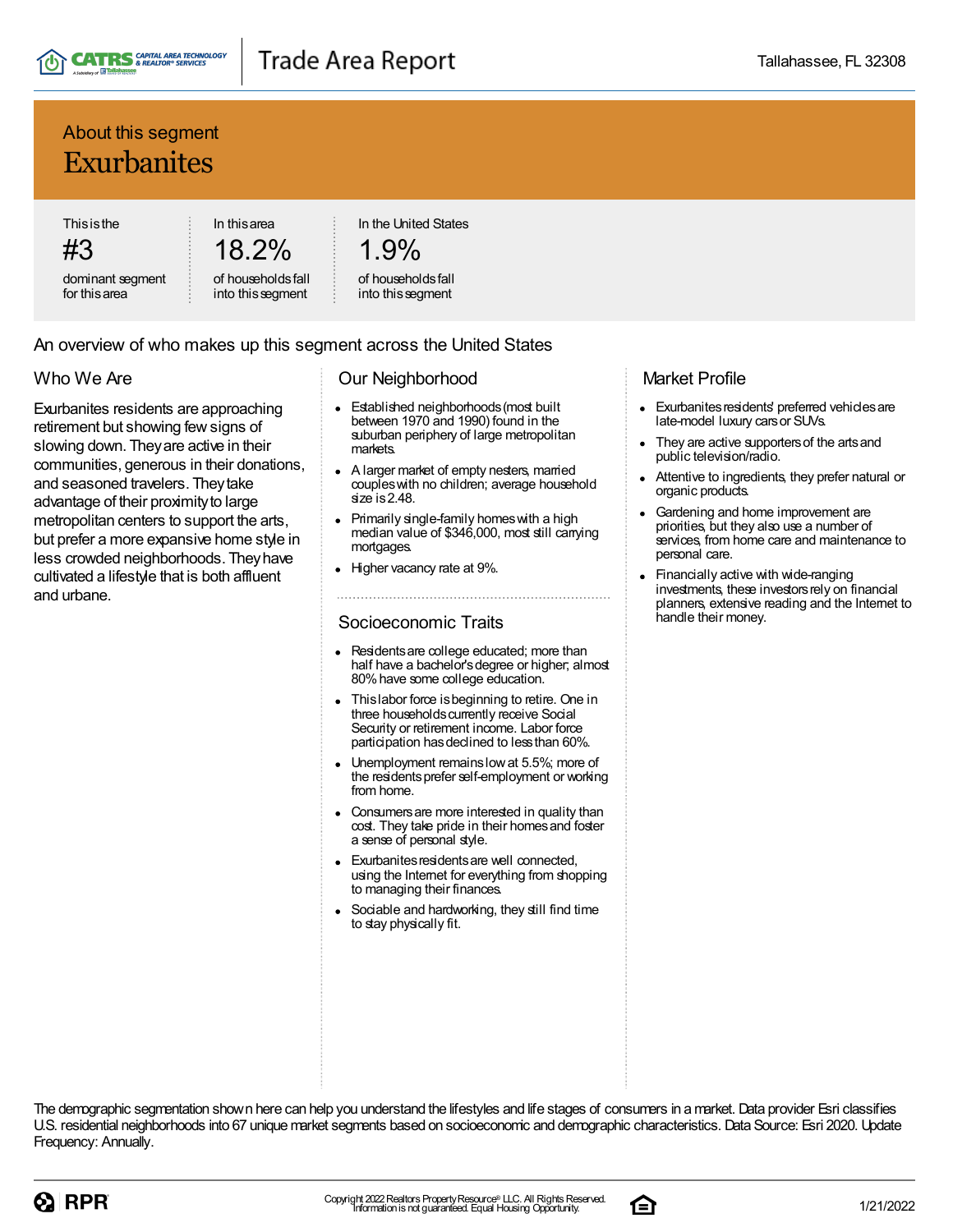About this segment

# Exurbanites

| This is the | In this area | In the United States |
|---|---|---|
| #3 | 18.2% | 1.9% |
| dominant segment for this area | of households fall into this segment | of households fall into this segment |

## An overview of who makes up this segment across the United States

### Who We Are

Exurbanites residents are approaching retirement but showing few signs of slowing down. They are active in their communities, generous in their donations, and seasoned travelers. They take advantage of their proximity to large metropolitan centers to support the arts, but prefer a more expansive home style in less crowded neighborhoods. They have cultivated a lifestyle that is both affluent and urbane.

### Our Neighborhood

- Established neighborhoods (most built between 1970 and 1990) found in the suburban periphery of large metropolitan markets.
- A larger market of empty nesters, married couples with no children; average household size is 2.48.
- Primarily single-family homes with a high median value of $346,000, most still carrying mortgages.
- Higher vacancy rate at 9%.

### Socioeconomic Traits

- Residents are college educated; more than half have a bachelor's degree or higher; almost 80% have some college education.
- This labor force is beginning to retire. One in three households currently receive Social Security or retirement income. Labor force participation has declined to less than 60%.
- Unemployment remains low at 5.5%; more of the residents prefer self-employment or working from home.
- Consumers are more interested in quality than cost. They take pride in their homes and foster a sense of personal style.
- Exurbanites residents are well connected, using the Internet for everything from shopping to managing their finances.
- Sociable and hardworking, they still find time to stay physically fit.

### Market Profile

- Exurbanites residents' preferred vehicles are late-model luxury cars or SUVs.
- They are active supporters of the arts and public television/radio.
- Attentive to ingredients, they prefer natural or organic products.
- Gardening and home improvement are priorities, but they also use a number of services, from home care and maintenance to personal care.
- Financially active with wide-ranging investments, these investors rely on financial planners, extensive reading and the Internet to handle their money.

The demographic segmentation shown here can help you understand the lifestyles and life stages of consumers in a market. Data provider Esri classifies U.S. residential neighborhoods into 67 unique market segments based on socioeconomic and demographic characteristics. Data Source: Esri 2020. Update Frequency: Annually.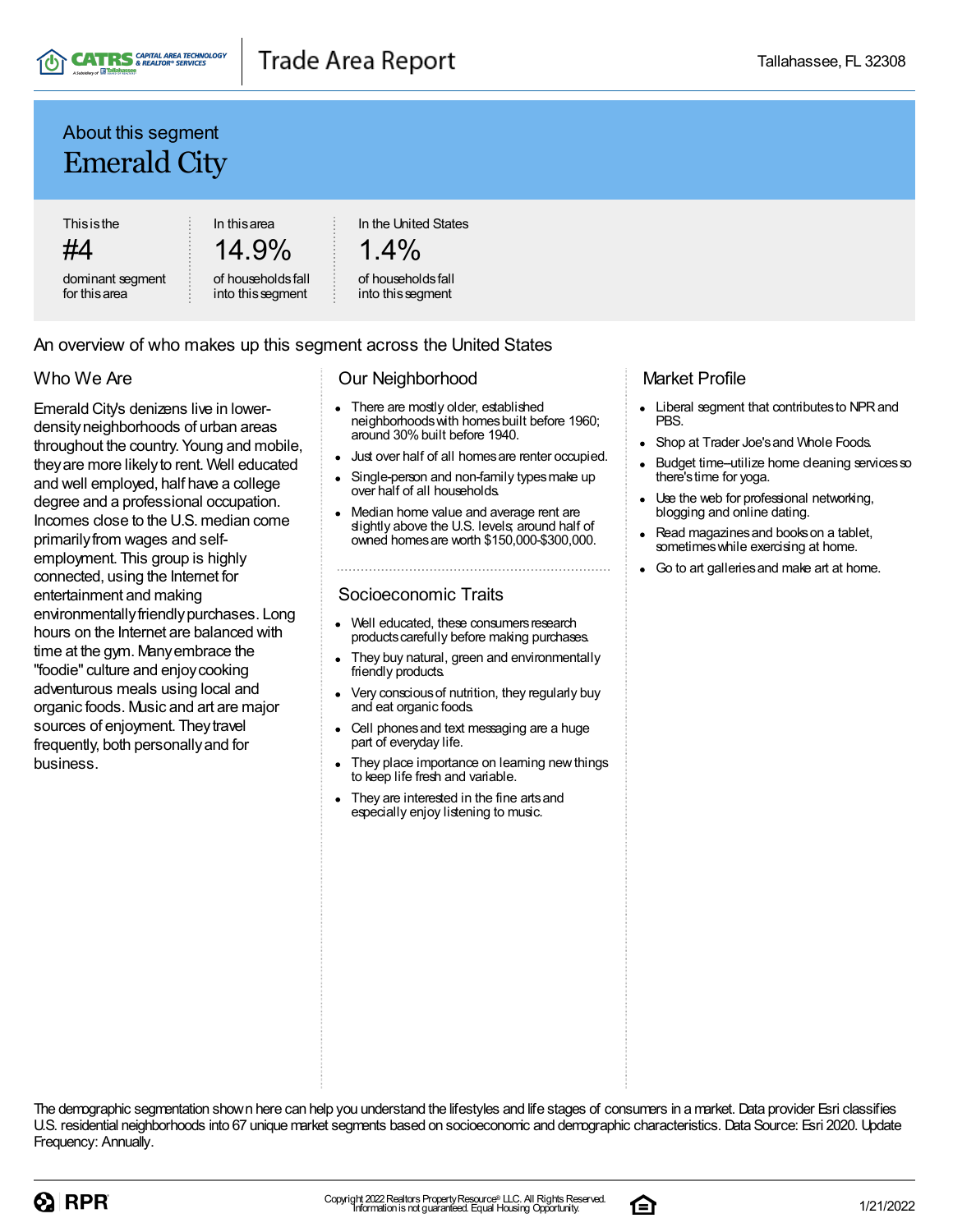## About this segment

# Emerald City

| This is the | In this area | In the United States |
| --- | --- | --- |
| #4 | 14.9% | 1.4% |
| dominant segment for this area | of households fall into this segment | of households fall into this segment |

## An overview of who makes up this segment across the United States

### Who We Are

Emerald City's denizens live in lower-density neighborhoods of urban areas throughout the country. Young and mobile, they are more likely to rent. Well educated and well employed, half have a college degree and a professional occupation. Incomes close to the U.S. median come primarily from wages and self-employment. This group is highly connected, using the Internet for entertainment and making environmentally friendly purchases. Long hours on the Internet are balanced with time at the gym. Many embrace the "foodie" culture and enjoy cooking adventurous meals using local and organic foods. Music and art are major sources of enjoyment. They travel frequently, both personally and for business.

### Our Neighborhood

- There are mostly older, established neighborhoods with homes built before 1960; around 30% built before 1940.
- Just over half of all homes are renter occupied.
- Single-person and non-family types make up over half of all households.
- Median home value and average rent are slightly above the U.S. levels; around half of owned homes are worth $150,000-$300,000.

### Socioeconomic Traits

- Well educated, these consumers research products carefully before making purchases.
- They buy natural, green and environmentally friendly products.
- Very conscious of nutrition, they regularly buy and eat organic foods.
- Cell phones and text messaging are a huge part of everyday life.
- They place importance on learning new things to keep life fresh and variable.
- They are interested in the fine arts and especially enjoy listening to music.

### Market Profile

- Liberal segment that contributes to NPR and PBS.
- Shop at Trader Joe's and Whole Foods.
- Budget time–utilize home cleaning services so there's time for yoga.
- Use the web for professional networking, blogging and online dating.
- Read magazines and books on a tablet, sometimes while exercising at home.
- Go to art galleries and make art at home.

The demographic segmentation shown here can help you understand the lifestyles and life stages of consumers in a market. Data provider Esri classifies U.S. residential neighborhoods into 67 unique market segments based on socioeconomic and demographic characteristics. Data Source: Esri 2020. Update Frequency: Annually.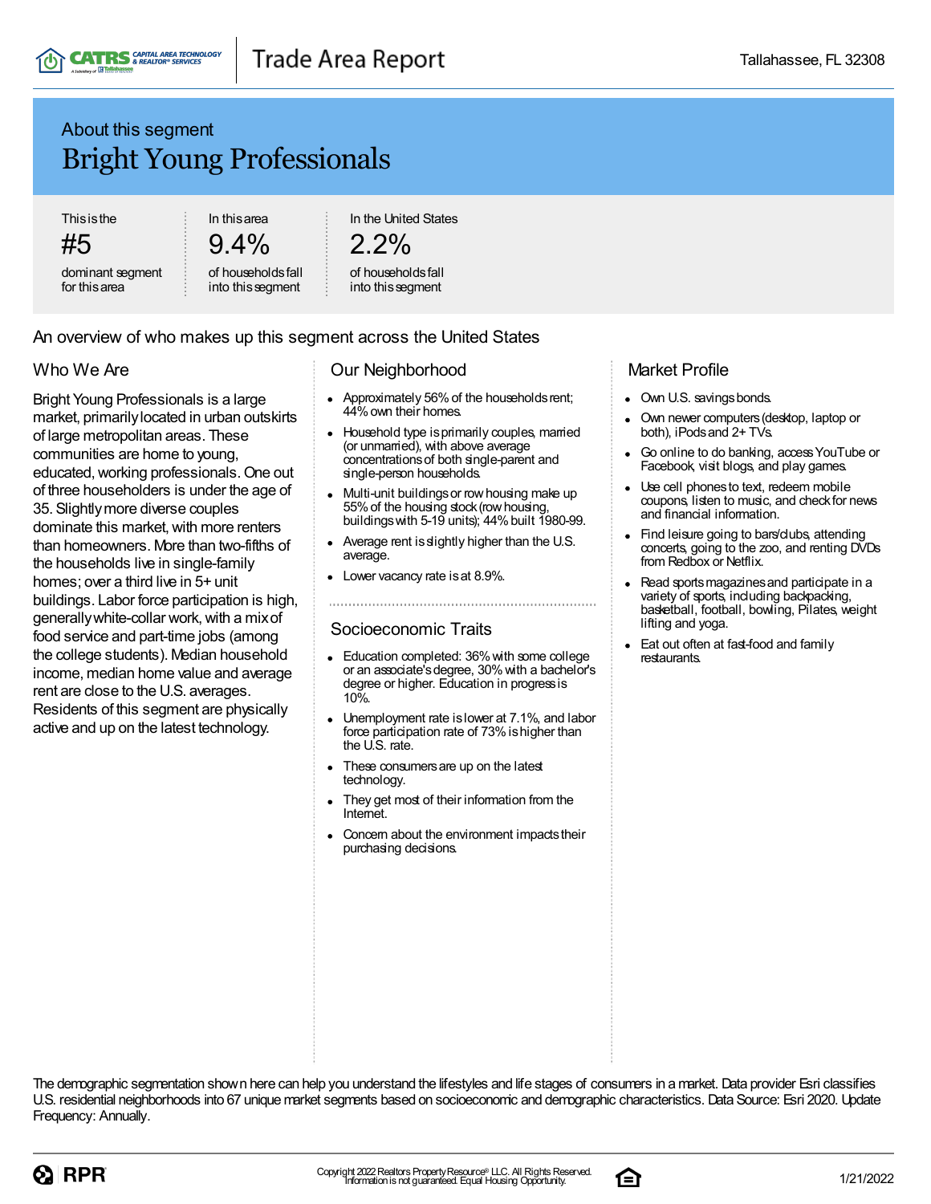## About this segment

# Bright Young Professionals

| This is the | In this area | In the United States |
|---|---|---|
| #5 | 9.4% | 2.2% |
| dominant segment for this area | of households fall into this segment | of households fall into this segment |

## An overview of who makes up this segment across the United States

### Who We Are

Bright Young Professionals is a large market, primarily located in urban outskirts of large metropolitan areas. These communities are home to young, educated, working professionals. One out of three householders is under the age of 35. Slightly more diverse couples dominate this market, with more renters than homeowners. More than two-fifths of the households live in single-family homes; over a third live in 5+ unit buildings. Labor force participation is high, generally white-collar work, with a mix of food service and part-time jobs (among the college students). Median household income, median home value and average rent are close to the U.S. averages. Residents of this segment are physically active and up on the latest technology.

### Our Neighborhood

- Approximately 56% of the households rent; 44% own their homes.
- Household type is primarily couples, married (or unmarried), with above average concentrations of both single-parent and single-person households.
- Multi-unit buildings or row housing make up 55% of the housing stock (row housing, buildings with 5-19 units); 44% built 1980-99.
- Average rent is slightly higher than the U.S. average.
- Lower vacancy rate is at 8.9%.

### Socioeconomic Traits

- Education completed: 36% with some college or an associate's degree, 30% with a bachelor's degree or higher. Education in progress is 10%.
- Unemployment rate is lower at 7.1%, and labor force participation rate of 73% is higher than the U.S. rate.
- These consumers are up on the latest technology.
- They get most of their information from the Internet.
- Concern about the environment impacts their purchasing decisions.

### Market Profile

- Own U.S. savings bonds.
- Own newer computers (desktop, laptop or both), iPods and 2+ TVs.
- Go online to do banking, access YouTube or Facebook, visit blogs, and play games.
- Use cell phones to text, redeem mobile coupons, listen to music, and check for news and financial information.
- Find leisure going to bars/clubs, attending concerts, going to the zoo, and renting DVDs from Redbox or Netflix.
- Read sports magazines and participate in a variety of sports, including backpacking, basketball, football, bowling, Pilates, weight lifting and yoga.
- Eat out often at fast-food and family restaurants.

The demographic segmentation shown here can help you understand the lifestyles and life stages of consumers in a market. Data provider Esri classifies U.S. residential neighborhoods into 67 unique market segments based on socioeconomic and demographic characteristics. Data Source: Esri 2020. Update Frequency: Annually.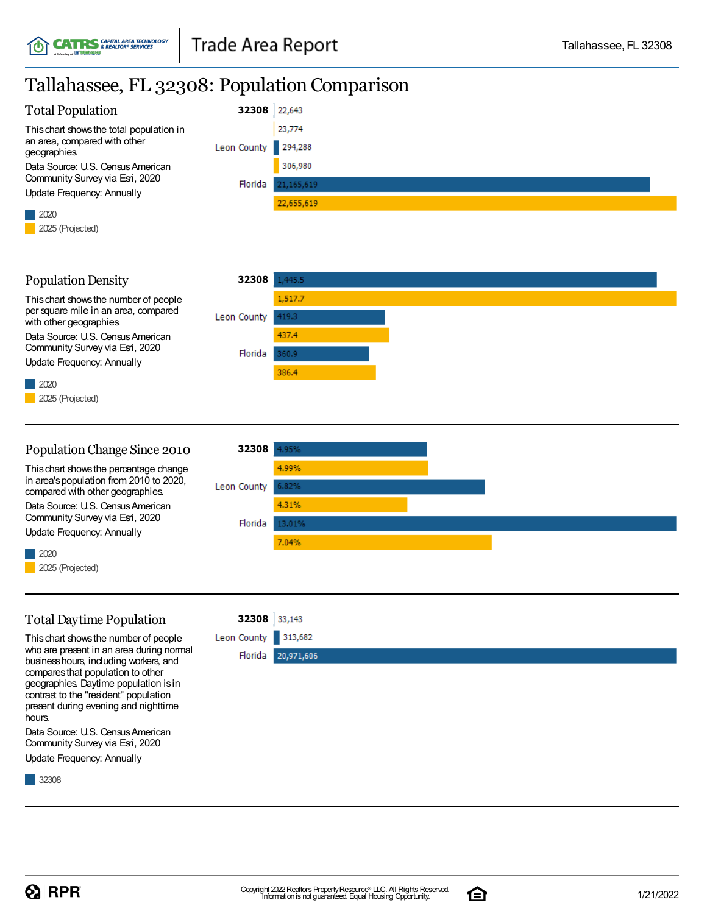# Tallahassee, FL 32308: Population Comparison

## Total Population

This chart shows the total population in an area, compared with other geographies.

Data Source: U.S. Census American Community Survey via Esri, 2020

Update Frequency: Annually

| | 2020 | 2025 (Projected) |
|---|---|---|
| 32308 | 22,643 | 23,774 |
| Leon County | 294,288 | 306,980 |
| Florida | 21,165,619 | 22,655,619 |

## Population Density

This chart shows the number of people per square mile in an area, compared with other geographies.

Data Source: U.S. Census American Community Survey via Esri, 2020

Update Frequency: Annually

| | 2020 | 2025 (Projected) |
|---|---|---|
| 32308 | 1,445.5 | 1,517.7 |
| Leon County | 419.3 | 437.4 |
| Florida | 360.9 | 386.4 |

## Population Change Since 2010

This chart shows the percentage change in area's population from 2010 to 2020, compared with other geographies.

Data Source: U.S. Census American Community Survey via Esri, 2020

Update Frequency: Annually

| | 2020 | 2025 (Projected) |
|---|---|---|
| 32308 | 4.95% | 4.99% |
| Leon County | 6.82% | 4.31% |
| Florida | 13.01% | 7.04% |

## Total Daytime Population

This chart shows the number of people who are present in an area during normal business hours, including workers, and compares that population to other geographies. Daytime population is in contrast to the "resident" population present during evening and nighttime hours.

Data Source: U.S. Census American Community Survey via Esri, 2020

Update Frequency: Annually

| | 32308 |
|---|---|
| 32308 | 33,143 |
| Leon County | 313,682 |
| Florida | 20,971,606 |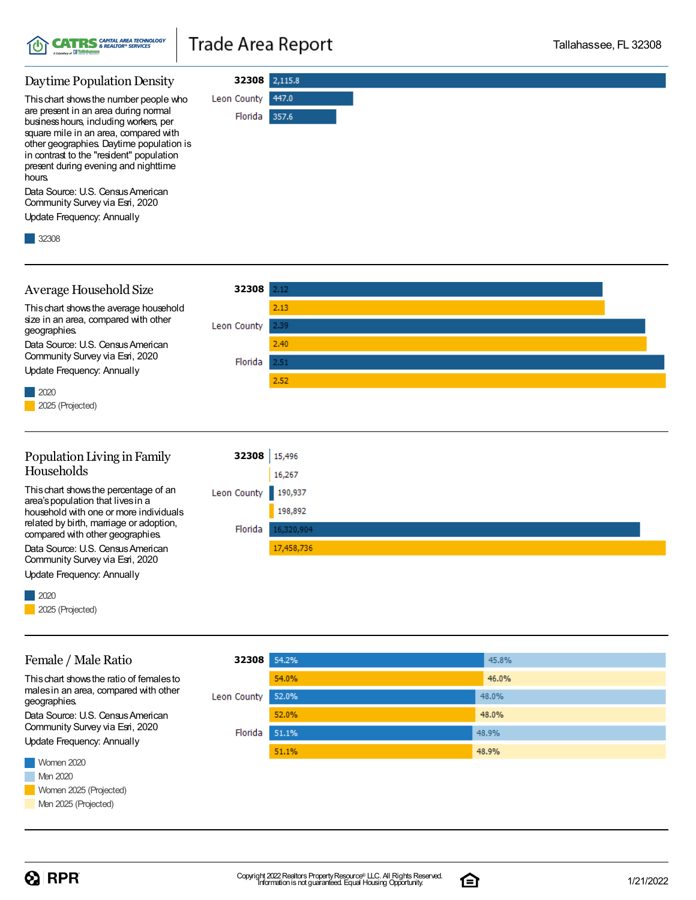## Daytime Population Density

This chart shows the number people who are present in an area during normal business hours, including workers, per square mile in an area, compared with other geographies. Daytime population is in contrast to the "resident" population present during evening and nighttime hours.

Data Source: U.S. Census American Community Survey via Esri, 2020

Update Frequency: Annually

| | 32308 |
|---|---|
| 32308 | 2,115.8 |
| Leon County | 447.0 |
| Florida | 357.6 |

## Average Household Size

This chart shows the average household size in an area, compared with other geographies.

Data Source: U.S. Census American Community Survey via Esri, 2020

Update Frequency: Annually

| | 2020 | 2025 (Projected) |
|---|---|---|
| 32308 | 2.12 | 2.13 |
| Leon County | 2.39 | 2.40 |
| Florida | 2.51 | 2.52 |

## Population Living in Family Households

This chart shows the percentage of an area's population that lives in a household with one or more individuals related by birth, marriage or adoption, compared with other geographies.

Data Source: U.S. Census American Community Survey via Esri, 2020

Update Frequency: Annually

| | 2020 | 2025 (Projected) |
|---|---|---|
| 32308 | 15,496 | 16,267 |
| Leon County | 190,937 | 198,892 |
| Florida | 16,320,904 | 17,458,736 |

## Female / Male Ratio

This chart shows the ratio of females to males in an area, compared with other geographies.

Data Source: U.S. Census American Community Survey via Esri, 2020

Update Frequency: Annually

| | Women 2020 | Men 2020 | Women 2025 (Projected) | Men 2025 (Projected) |
|---|---|---|---|---|
| 32308 | 54.2% | 45.8% | 54.0% | 46.0% |
| Leon County | 52.0% | 48.0% | 52.0% | 48.0% |
| Florida | 51.1% | 48.9% | 51.1% | 48.9% |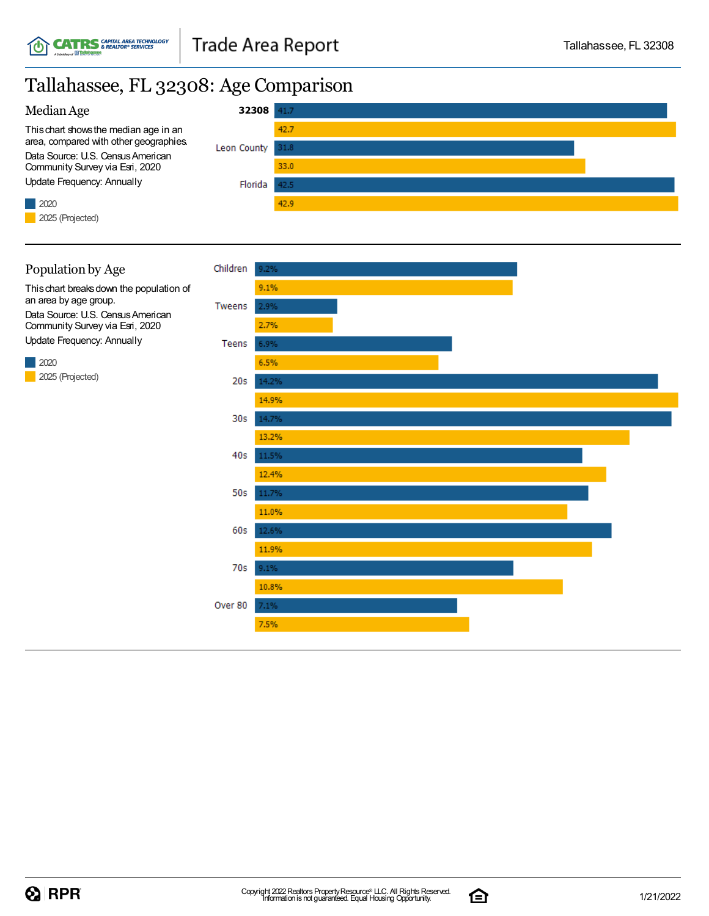# Tallahassee, FL 32308: Age Comparison

## Median Age

This chart shows the median age in an area, compared with other geographies.

Data Source: U.S. Census American Community Survey via Esri, 2020

Update Frequency: Annually

| | 2020 | 2025 (Projected) |
|---|---|---|
| **32308** | 41.7 | 42.7 |
| Leon County | 31.8 | 33.0 |
| Florida | 42.5 | 42.9 |

## Population by Age

This chart breaks down the population of an area by age group.

Data Source: U.S. Census American Community Survey via Esri, 2020

Update Frequency: Annually

| | 2020 | 2025 (Projected) |
|---|---|---|
| Children | 9.2% | 9.1% |
| Tweens | 2.9% | 2.7% |
| Teens | 6.9% | 6.5% |
| 20s | 14.2% | 14.9% |
| 30s | 14.7% | 13.2% |
| 40s | 11.5% | 12.4% |
| 50s | 11.7% | 11.0% |
| 60s | 12.6% | 11.9% |
| 70s | 9.1% | 10.8% |
| Over 80 | 7.1% | 7.5% |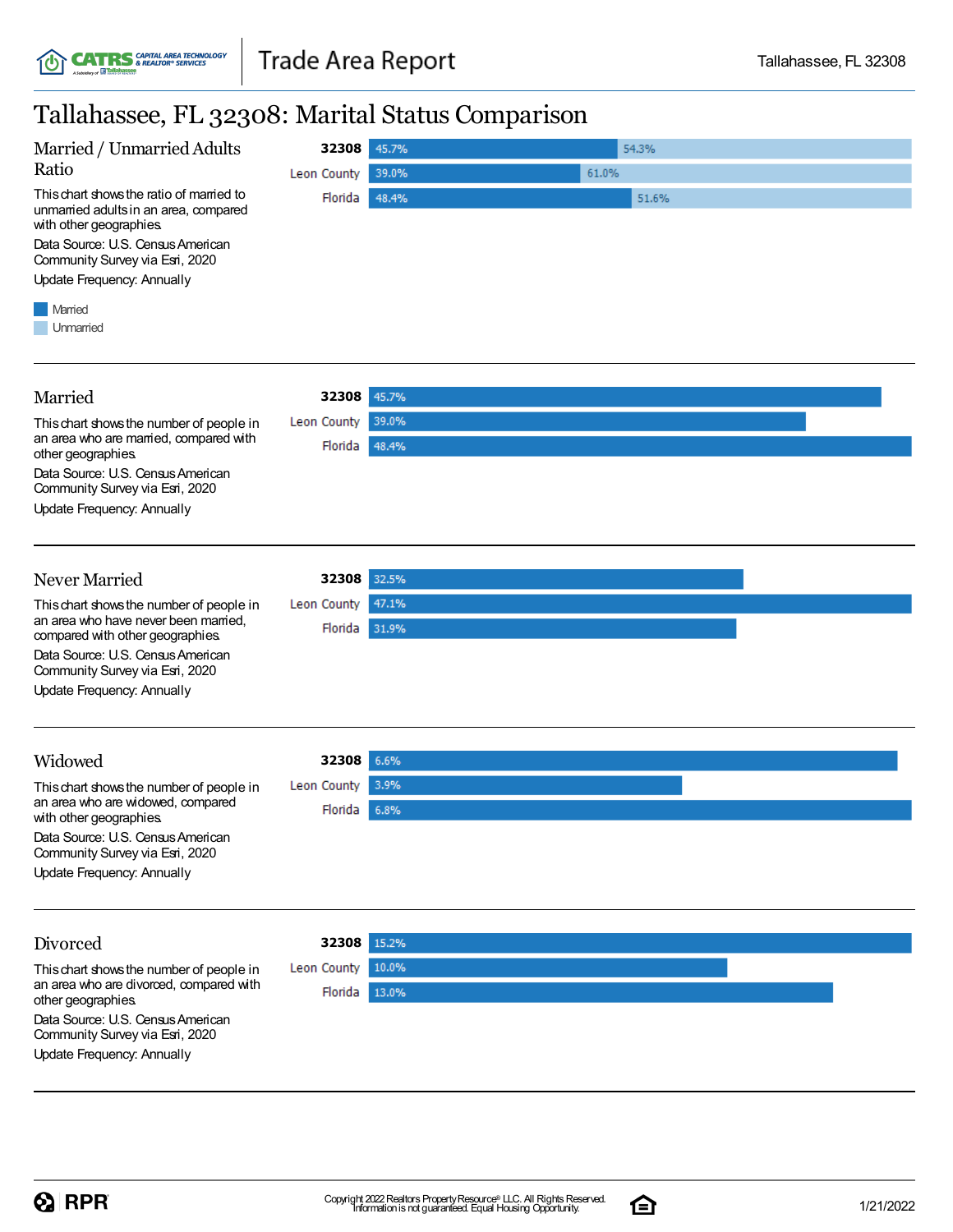# Tallahassee, FL 32308: Marital Status Comparison

## Married / Unmarried Adults Ratio

This chart shows the ratio of married to unmarried adults in an area, compared with other geographies.

Data Source: U.S. Census American Community Survey via Esri, 2020

Update Frequency: Annually

| | Married | Unmarried |
|---|---|---|
| 32308 | 45.7% | 54.3% |
| Leon County | 39.0% | 61.0% |
| Florida | 48.4% | 51.6% |

## Married

This chart shows the number of people in an area who are married, compared with other geographies.

Data Source: U.S. Census American Community Survey via Esri, 2020

Update Frequency: Annually

| | Married |
|---|---|
| 32308 | 45.7% |
| Leon County | 39.0% |
| Florida | 48.4% |

## Never Married

This chart shows the number of people in an area who have never been married, compared with other geographies.

Data Source: U.S. Census American Community Survey via Esri, 2020

Update Frequency: Annually

| | Never Married |
|---|---|
| 32308 | 32.5% |
| Leon County | 47.1% |
| Florida | 31.9% |

## Widowed

This chart shows the number of people in an area who are widowed, compared with other geographies.

Data Source: U.S. Census American Community Survey via Esri, 2020

Update Frequency: Annually

| | Widowed |
|---|---|
| 32308 | 6.6% |
| Leon County | 3.9% |
| Florida | 6.8% |

## Divorced

This chart shows the number of people in an area who are divorced, compared with other geographies.

Data Source: U.S. Census American Community Survey via Esri, 2020

Update Frequency: Annually

| | Divorced |
|---|---|
| 32308 | 15.2% |
| Leon County | 10.0% |
| Florida | 13.0% |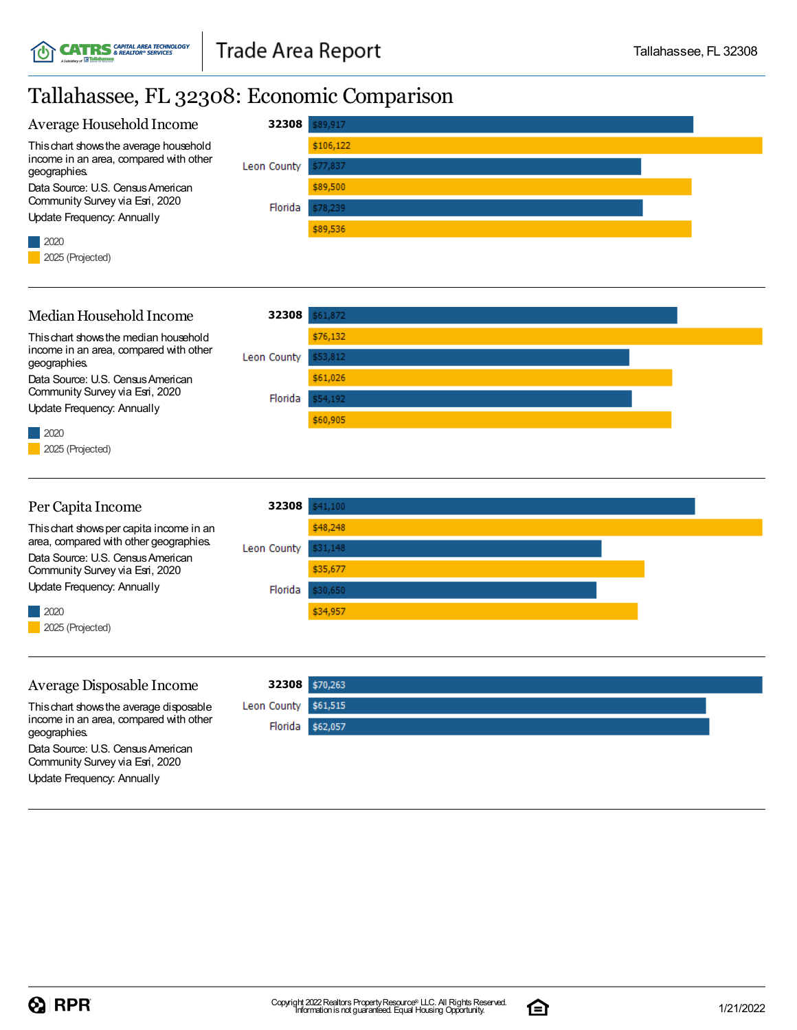# Tallahassee, FL 32308: Economic Comparison

## Average Household Income

This chart shows the average household income in an area, compared with other geographies.

Data Source: U.S. Census American Community Survey via Esri, 2020

Update Frequency: Annually

| | 2020 | 2025 (Projected) |
|---|---|---|
| 32308 | $89,917 | $106,122 |
| Leon County | $77,837 | $89,500 |
| Florida | $78,239 | $89,536 |

## Median Household Income

This chart shows the median household income in an area, compared with other geographies.

Data Source: U.S. Census American Community Survey via Esri, 2020

Update Frequency: Annually

| | 2020 | 2025 (Projected) |
|---|---|---|
| 32308 | $61,872 | $76,132 |
| Leon County | $53,812 | $61,026 |
| Florida | $54,192 | $60,905 |

## Per Capita Income

This chart shows per capita income in an area, compared with other geographies.

Data Source: U.S. Census American Community Survey via Esri, 2020

Update Frequency: Annually

| | 2020 | 2025 (Projected) |
|---|---|---|
| 32308 | $41,100 | $48,248 |
| Leon County | $31,148 | $35,677 |
| Florida | $30,650 | $34,957 |

## Average Disposable Income

This chart shows the average disposable income in an area, compared with other geographies.

Data Source: U.S. Census American Community Survey via Esri, 2020

Update Frequency: Annually

| | Average Disposable Income |
|---|---|
| 32308 | $70,263 |
| Leon County | $61,515 |
| Florida | $62,057 |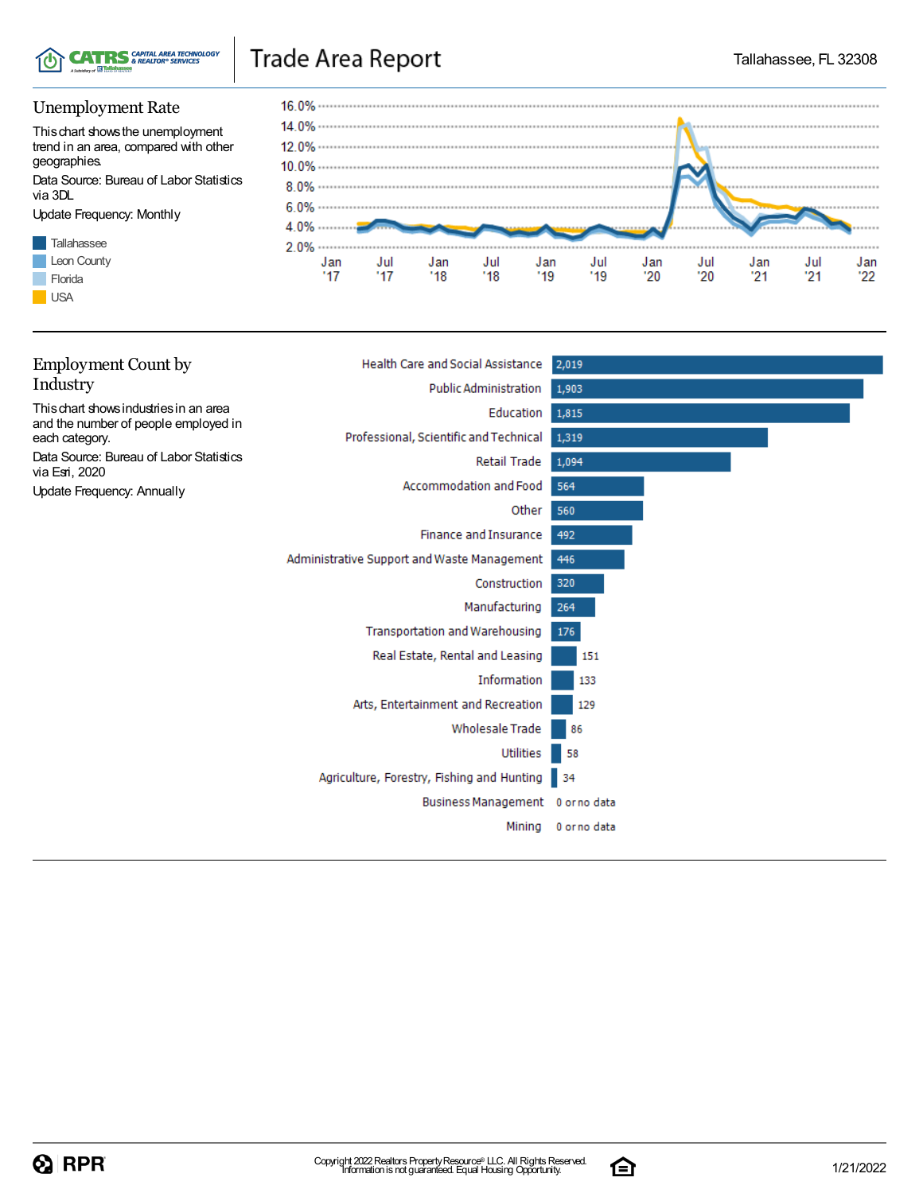# Trade Area Report

Tallahassee, FL 32308

## Unemployment Rate

This chart shows the unemployment trend in an area, compared with other geographies.

Data Source: Bureau of Labor Statistics via 3DL

Update Frequency: Monthly

- Tallahassee
- Leon County
- Florida
- USA

## Employment Count by Industry

This chart shows industries in an area and the number of people employed in each category.

Data Source: Bureau of Labor Statistics via Esri, 2020

Update Frequency: Annually

| Industry | Employment Count |
|---|---|
| Health Care and Social Assistance | 2,019 |
| Public Administration | 1,903 |
| Education | 1,815 |
| Professional, Scientific and Technical | 1,319 |
| Retail Trade | 1,094 |
| Accommodation and Food | 564 |
| Other | 560 |
| Finance and Insurance | 492 |
| Administrative Support and Waste Management | 446 |
| Construction | 320 |
| Manufacturing | 264 |
| Transportation and Warehousing | 176 |
| Real Estate, Rental and Leasing | 151 |
| Information | 133 |
| Arts, Entertainment and Recreation | 129 |
| Wholesale Trade | 86 |
| Utilities | 58 |
| Agriculture, Forestry, Fishing and Hunting | 34 |
| Business Management | 0 or no data |
| Mining | 0 or no data |

Copyright 2022 Realtors Property Resource® LLC. All Rights Reserved.
Information is not guaranteed. Equal Housing Opportunity.

1/21/2022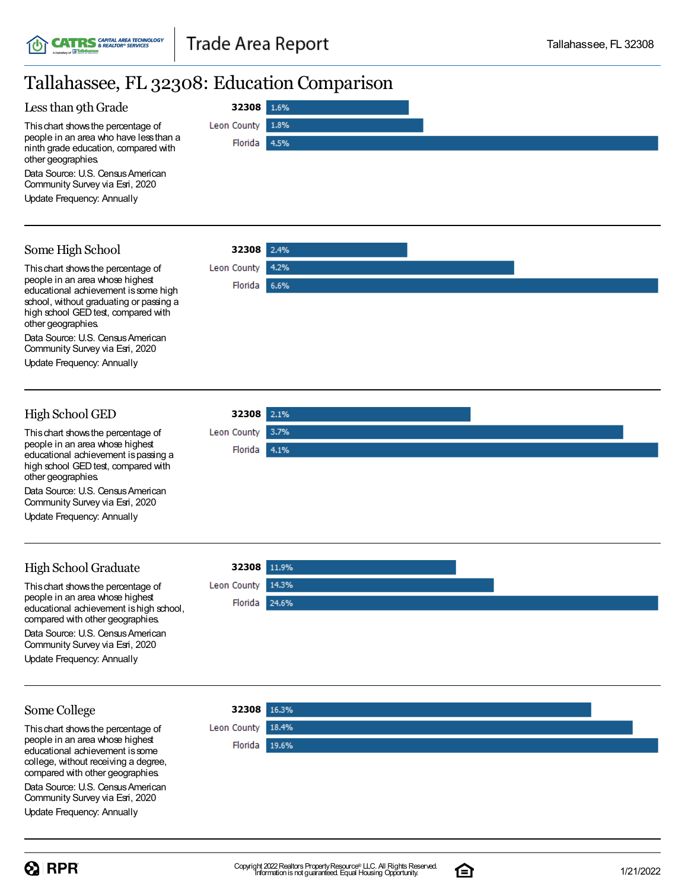# Tallahassee, FL 32308: Education Comparison

## Less than 9th Grade

This chart shows the percentage of people in an area who have less than a ninth grade education, compared with other geographies.

Data Source: U.S. Census American Community Survey via Esri, 2020

Update Frequency: Annually

| Geography | Percentage |
|---|---|
| 32308 | 1.6% |
| Leon County | 1.8% |
| Florida | 4.5% |

## Some High School

This chart shows the percentage of people in an area whose highest educational achievement is some high school, without graduating or passing a high school GED test, compared with other geographies.

Data Source: U.S. Census American Community Survey via Esri, 2020

Update Frequency: Annually

| Geography | Percentage |
|---|---|
| 32308 | 2.4% |
| Leon County | 4.2% |
| Florida | 6.6% |

## High School GED

This chart shows the percentage of people in an area whose highest educational achievement is passing a high school GED test, compared with other geographies.

Data Source: U.S. Census American Community Survey via Esri, 2020

Update Frequency: Annually

| Geography | Percentage |
|---|---|
| 32308 | 2.1% |
| Leon County | 3.7% |
| Florida | 4.1% |

## High School Graduate

This chart shows the percentage of people in an area whose highest educational achievement is high school, compared with other geographies.

Data Source: U.S. Census American Community Survey via Esri, 2020

Update Frequency: Annually

| Geography | Percentage |
|---|---|
| 32308 | 11.9% |
| Leon County | 14.3% |
| Florida | 24.6% |

## Some College

This chart shows the percentage of people in an area whose highest educational achievement is some college, without receiving a degree, compared with other geographies.

Data Source: U.S. Census American Community Survey via Esri, 2020

Update Frequency: Annually

| Geography | Percentage |
|---|---|
| 32308 | 16.3% |
| Leon County | 18.4% |
| Florida | 19.6% |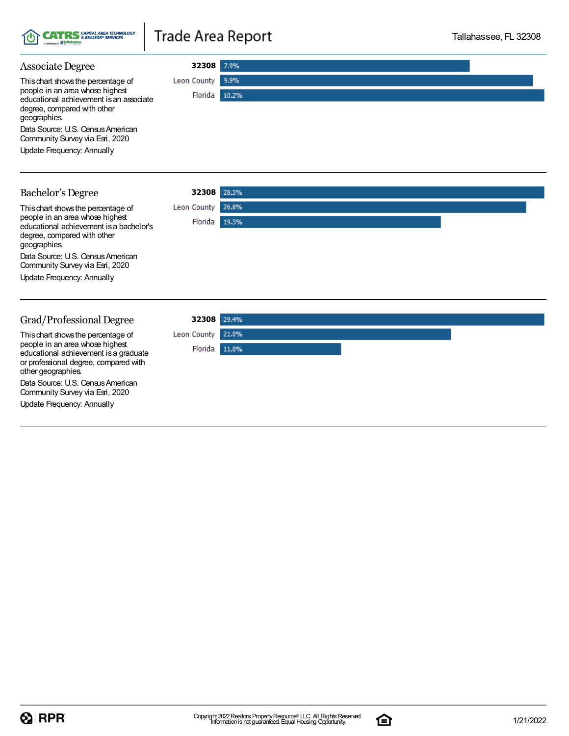## Associate Degree

This chart shows the percentage of people in an area whose highest educational achievement is an associate degree, compared with other geographies.

Data Source: U.S. Census American Community Survey via Esri, 2020

Update Frequency: Annually

| Area | Percentage |
|---|---|
| 32308 | 7.9% |
| Leon County | 9.9% |
| Florida | 10.2% |

## Bachelor's Degree

This chart shows the percentage of people in an area whose highest educational achievement is a bachelor's degree, compared with other geographies.

Data Source: U.S. Census American Community Survey via Esri, 2020

Update Frequency: Annually

| Area | Percentage |
|---|---|
| 32308 | 28.3% |
| Leon County | 26.8% |
| Florida | 19.3% |

## Grad/Professional Degree

This chart shows the percentage of people in an area whose highest educational achievement is a graduate or professional degree, compared with other geographies.

Data Source: U.S. Census American Community Survey via Esri, 2020

Update Frequency: Annually

| Area | Percentage |
|---|---|
| 32308 | 29.4% |
| Leon County | 21.0% |
| Florida | 11.0% |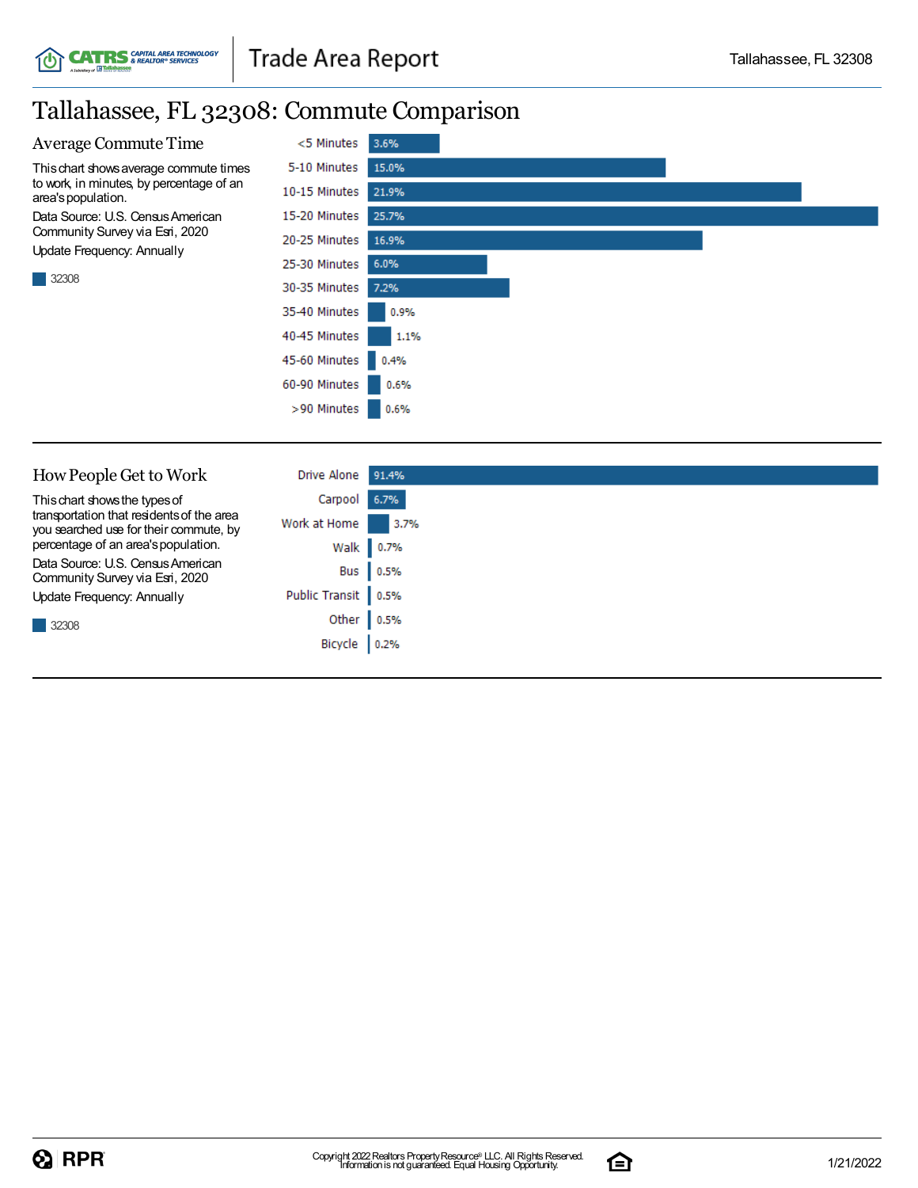# Tallahassee, FL 32308: Commute Comparison

## Average Commute Time

This chart shows average commute times to work, in minutes, by percentage of an area's population.

Data Source: U.S. Census American Community Survey via Esri, 2020

Update Frequency: Annually

| Commute Time | 32308 |
|---|---|
| <5 Minutes | 3.6% |
| 5-10 Minutes | 15.0% |
| 10-15 Minutes | 21.9% |
| 15-20 Minutes | 25.7% |
| 20-25 Minutes | 16.9% |
| 25-30 Minutes | 6.0% |
| 30-35 Minutes | 7.2% |
| 35-40 Minutes | 0.9% |
| 40-45 Minutes | 1.1% |
| 45-60 Minutes | 0.4% |
| 60-90 Minutes | 0.6% |
| >90 Minutes | 0.6% |

## How People Get to Work

This chart shows the types of transportation that residents of the area you searched use for their commute, by percentage of an area's population.

Data Source: U.S. Census American Community Survey via Esri, 2020

Update Frequency: Annually

| Transportation | 32308 |
|---|---|
| Drive Alone | 91.4% |
| Carpool | 6.7% |
| Work at Home | 3.7% |
| Walk | 0.7% |
| Bus | 0.5% |
| Public Transit | 0.5% |
| Other | 0.5% |
| Bicycle | 0.2% |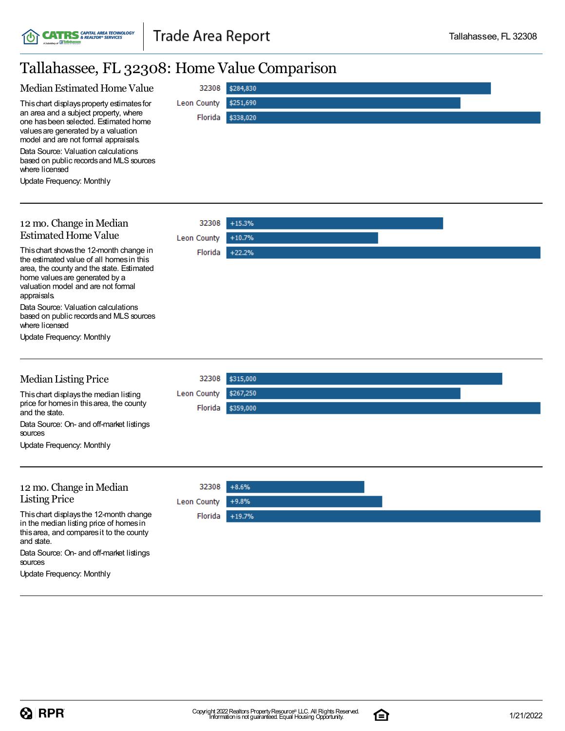# Tallahassee, FL 32308: Home Value Comparison

## Median Estimated Home Value

This chart displays property estimates for an area and a subject property, where one has been selected. Estimated home values are generated by a valuation model and are not formal appraisals.

Data Source: Valuation calculations based on public records and MLS sources where licensed

Update Frequency: Monthly

| Area | Value |
|---|---|
| 32308 | $284,830 |
| Leon County | $251,690 |
| Florida | $338,020 |

## 12 mo. Change in Median Estimated Home Value

This chart shows the 12-month change in the estimated value of all homes in this area, the county and the state. Estimated home values are generated by a valuation model and are not formal appraisals.

Data Source: Valuation calculations based on public records and MLS sources where licensed

Update Frequency: Monthly

| Area | Change |
|---|---|
| 32308 | +15.3% |
| Leon County | +10.7% |
| Florida | +22.2% |

## Median Listing Price

This chart displays the median listing price for homes in this area, the county and the state.

Data Source: On- and off-market listings sources

Update Frequency: Monthly

| Area | Price |
|---|---|
| 32308 | $315,000 |
| Leon County | $267,250 |
| Florida | $359,000 |

## 12 mo. Change in Median Listing Price

This chart displays the 12-month change in the median listing price of homes in this area, and compares it to the county and state.

Data Source: On- and off-market listings sources

Update Frequency: Monthly

| Area | Change |
|---|---|
| 32308 | +8.6% |
| Leon County | +9.8% |
| Florida | +19.7% |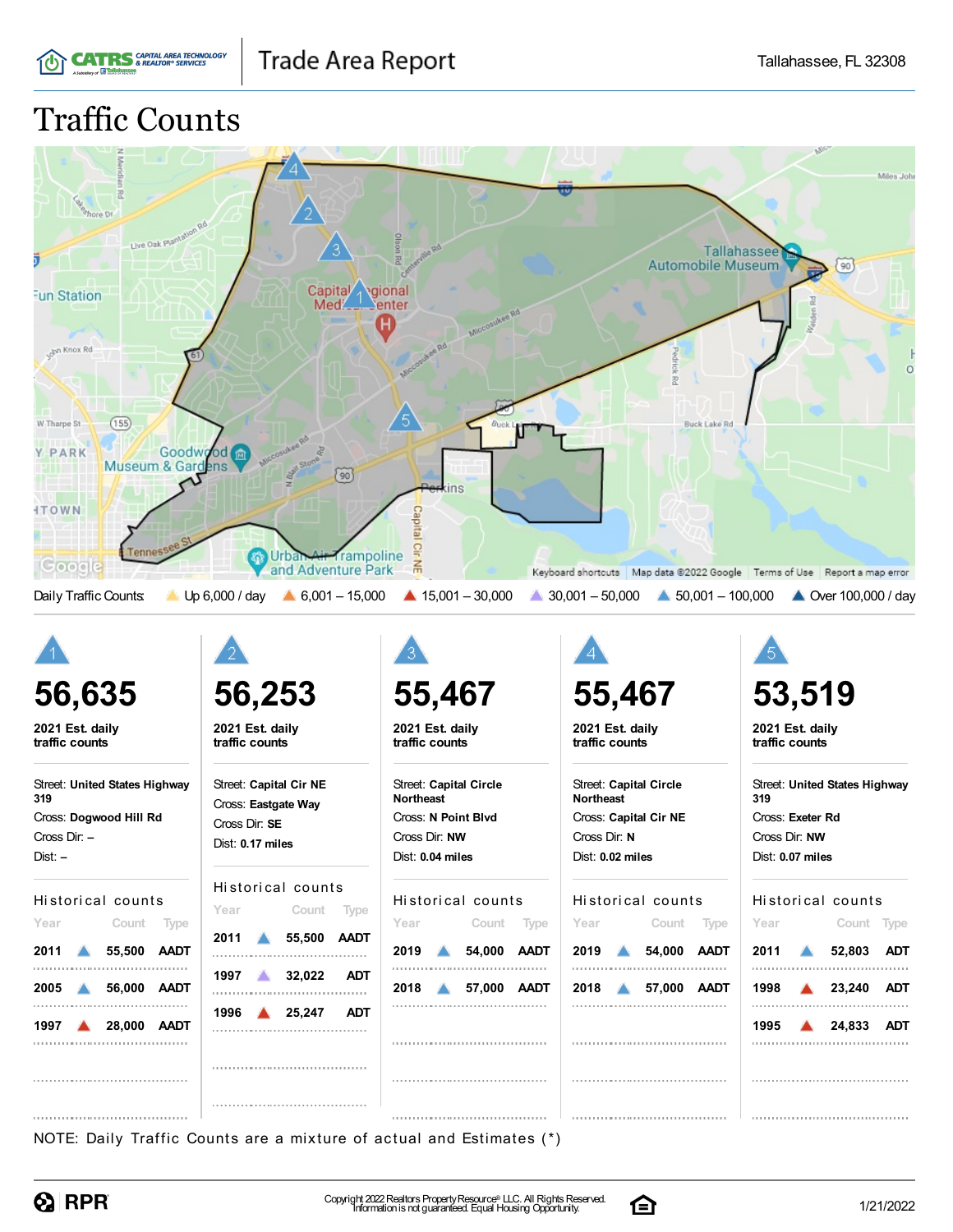# Traffic Counts

Daily Traffic Counts: Up 6,000 / day | 6,001 – 15,000 | 15,001 – 30,000 | 30,001 – 50,000 | 50,001 – 100,000 | Over 100,000 / day

## 1

**56,635**

**2021 Est. daily traffic counts**

Street: **United States Highway 319**
Cross: **Dogwood Hill Rd**
Cross Dir: –
Dist: –

Historical counts

| Year | Count | Type |
|---|---|---|
| 2011 | 55,500 | AADT |
| 2005 | 56,000 | AADT |
| 1997 | 28,000 | AADT |

## 2

**56,253**

**2021 Est. daily traffic counts**

Street: **Capital Cir NE**
Cross: **Eastgate Way**
Cross Dir: **SE**
Dist: **0.17 miles**

Historical counts

| Year | Count | Type |
|---|---|---|
| 2011 | 55,500 | AADT |
| 1997 | 32,022 | ADT |
| 1996 | 25,247 | ADT |

## 3

**55,467**

**2021 Est. daily traffic counts**

Street: **Capital Circle Northeast**
Cross: **N Point Blvd**
Cross Dir: **NW**
Dist: **0.04 miles**

Historical counts

| Year | Count | Type |
|---|---|---|
| 2019 | 54,000 | AADT |
| 2018 | 57,000 | AADT |

## 4

**55,467**

**2021 Est. daily traffic counts**

Street: **Capital Circle Northeast**
Cross: **Capital Cir NE**
Cross Dir: **N**
Dist: **0.02 miles**

Historical counts

| Year | Count | Type |
|---|---|---|
| 2019 | 54,000 | AADT |
| 2018 | 57,000 | AADT |

## 5

**53,519**

**2021 Est. daily traffic counts**

Street: **United States Highway 319**
Cross: **Exeter Rd**
Cross Dir: **NW**
Dist: **0.07 miles**

Historical counts

| Year | Count | Type |
|---|---|---|
| 2011 | 52,803 | ADT |
| 1998 | 23,240 | ADT |
| 1995 | 24,833 | ADT |

NOTE: Daily Traffic Counts are a mixture of actual and Estimates (*)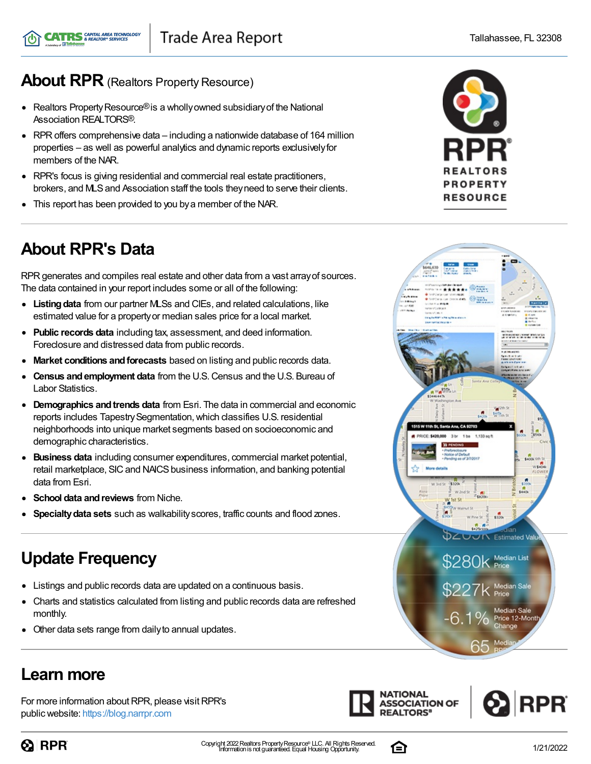# About RPR (Realtors Property Resource)

- Realtors Property Resource® is a wholly owned subsidiary of the National Association REALTORS®.
- RPR offers comprehensive data – including a nationwide database of 164 million properties – as well as powerful analytics and dynamic reports exclusively for members of the NAR.
- RPR's focus is giving residential and commercial real estate practitioners, brokers, and MLS and Association staff the tools they need to serve their clients.
- This report has been provided to you by a member of the NAR.

# About RPR's Data

RPR generates and compiles real estate and other data from a vast array of sources. The data contained in your report includes some or all of the following:

- **Listing data** from our partner MLSs and CIEs, and related calculations, like estimated value for a property or median sales price for a local market.
- **Public records data** including tax, assessment, and deed information. Foreclosure and distressed data from public records.
- **Market conditions and forecasts** based on listing and public records data.
- **Census and employment data** from the U.S. Census and the U.S. Bureau of Labor Statistics.
- **Demographics and trends data** from Esri. The data in commercial and economic reports includes Tapestry Segmentation, which classifies U.S. residential neighborhoods into unique market segments based on socioeconomic and demographic characteristics.
- **Business data** including consumer expenditures, commercial market potential, retail marketplace, SIC and NAICS business information, and banking potential data from Esri.
- **School data and reviews** from Niche.
- **Specialty data sets** such as walkability scores, traffic counts and flood zones.

# Update Frequency

- Listings and public records data are updated on a continuous basis.
- Charts and statistics calculated from listing and public records data are refreshed monthly.
- Other data sets range from daily to annual updates.

# Learn more

For more information about RPR, please visit RPR's public website: https://blog.narrpr.com